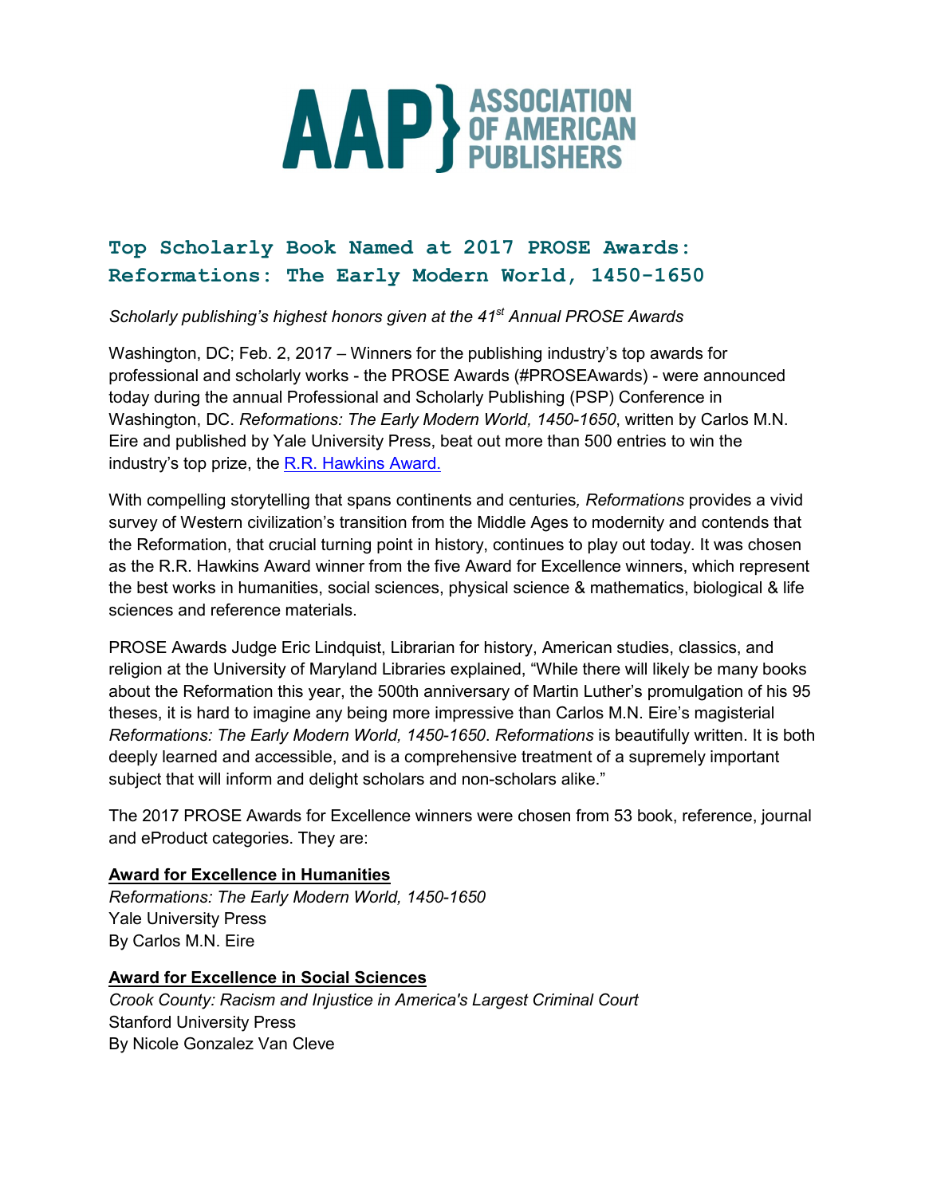# Top Scholarly Book Named at 2017 PROSE Awards: Reformations: The Early Modern World, 1450-1650

*Scholarly publishing's highest honors given at the 41st Annual PROSE Awards*

Washington, DC; Feb. 2, 2017 – Winners for the publishing industry's top awards for professional and scholarly works - the PROSE Awards (#PROSEAwards) - were announced today during the annual Professional and Scholarly Publishing (PSP) Conference in Washington, DC. *Reformations: The Early Modern World, 1450-1650*, written by Carlos M.N. Eire and published by Yale University Press, beat out more than 500 entries to win the industry's top prize, the R.R. Hawkins Award.

With compelling storytelling that spans continents and centuries, *Reformations* provides a vivid survey of Western civilization's transition from the Middle Ages to modernity and contends that the Reformation, that crucial turning point in history, continues to play out today. It was chosen as the R.R. Hawkins Award winner from the five Award for Excellence winners, which represent the best works in humanities, social sciences, physical science & mathematics, biological & life sciences and reference materials.

PROSE Awards Judge Eric Lindquist, Librarian for history, American studies, classics, and religion at the University of Maryland Libraries explained, "While there will likely be many books about the Reformation this year, the 500th anniversary of Martin Luther's promulgation of his 95 theses, it is hard to imagine any being more impressive than Carlos M.N. Eire's magisterial *Reformations: The Early Modern World, 1450-1650*. *Reformations* is beautifully written. It is both deeply learned and accessible, and is a comprehensive treatment of a supremely important subject that will inform and delight scholars and non-scholars alike."

The 2017 PROSE Awards for Excellence winners were chosen from 53 book, reference, journal and eProduct categories. They are:

**Award for Excellence in Humanities**
*Reformations: The Early Modern World, 1450-1650*
Yale University Press
By Carlos M.N. Eire

**Award for Excellence in Social Sciences**
*Crook County: Racism and Injustice in America's Largest Criminal Court*
Stanford University Press
By Nicole Gonzalez Van Cleve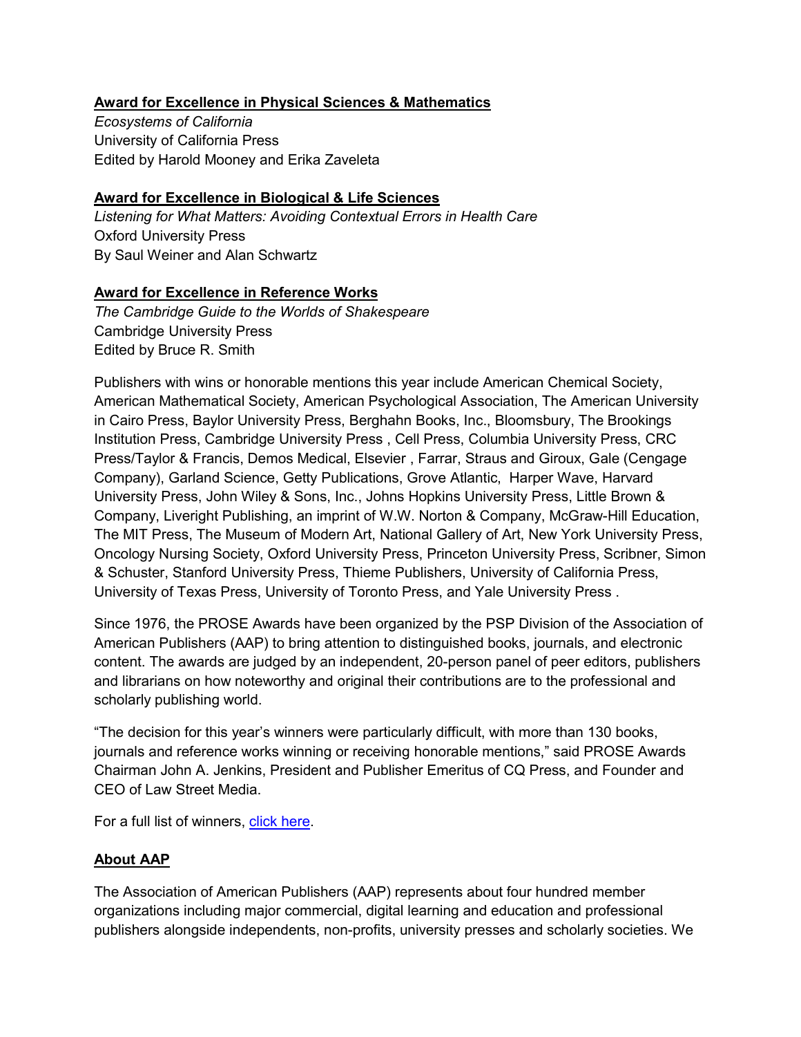**Award for Excellence in Physical Sciences & Mathematics**

*Ecosystems of California*
University of California Press
Edited by Harold Mooney and Erika Zaveleta

**Award for Excellence in Biological & Life Sciences**

*Listening for What Matters: Avoiding Contextual Errors in Health Care*
Oxford University Press
By Saul Weiner and Alan Schwartz

**Award for Excellence in Reference Works**

*The Cambridge Guide to the Worlds of Shakespeare*
Cambridge University Press
Edited by Bruce R. Smith

Publishers with wins or honorable mentions this year include American Chemical Society, American Mathematical Society, American Psychological Association, The American University in Cairo Press, Baylor University Press, Berghahn Books, Inc., Bloomsbury, The Brookings Institution Press, Cambridge University Press , Cell Press, Columbia University Press, CRC Press/Taylor & Francis, Demos Medical, Elsevier , Farrar, Straus and Giroux, Gale (Cengage Company), Garland Science, Getty Publications, Grove Atlantic, Harper Wave, Harvard University Press, John Wiley & Sons, Inc., Johns Hopkins University Press, Little Brown & Company, Liveright Publishing, an imprint of W.W. Norton & Company, McGraw-Hill Education, The MIT Press, The Museum of Modern Art, National Gallery of Art, New York University Press, Oncology Nursing Society, Oxford University Press, Princeton University Press, Scribner, Simon & Schuster, Stanford University Press, Thieme Publishers, University of California Press, University of Texas Press, University of Toronto Press, and Yale University Press .

Since 1976, the PROSE Awards have been organized by the PSP Division of the Association of American Publishers (AAP) to bring attention to distinguished books, journals, and electronic content. The awards are judged by an independent, 20-person panel of peer editors, publishers and librarians on how noteworthy and original their contributions are to the professional and scholarly publishing world.

"The decision for this year's winners were particularly difficult, with more than 130 books, journals and reference works winning or receiving honorable mentions," said PROSE Awards Chairman John A. Jenkins, President and Publisher Emeritus of CQ Press, and Founder and CEO of Law Street Media.

For a full list of winners, click here.

**About AAP**

The Association of American Publishers (AAP) represents about four hundred member organizations including major commercial, digital learning and education and professional publishers alongside independents, non-profits, university presses and scholarly societies. We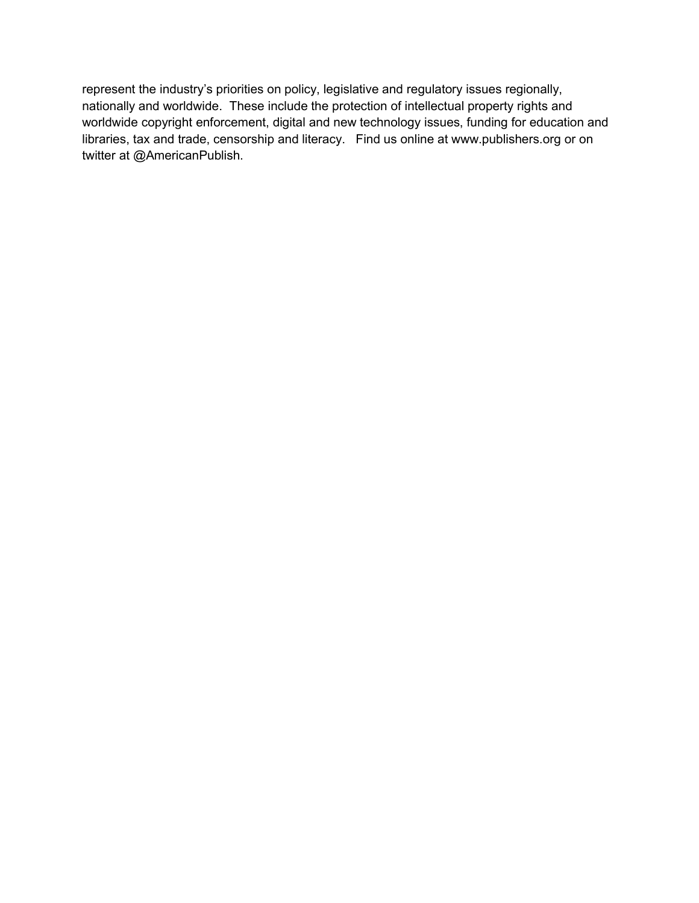represent the industry's priorities on policy, legislative and regulatory issues regionally, nationally and worldwide. These include the protection of intellectual property rights and worldwide copyright enforcement, digital and new technology issues, funding for education and libraries, tax and trade, censorship and literacy. Find us online at www.publishers.org or on twitter at @AmericanPublish.